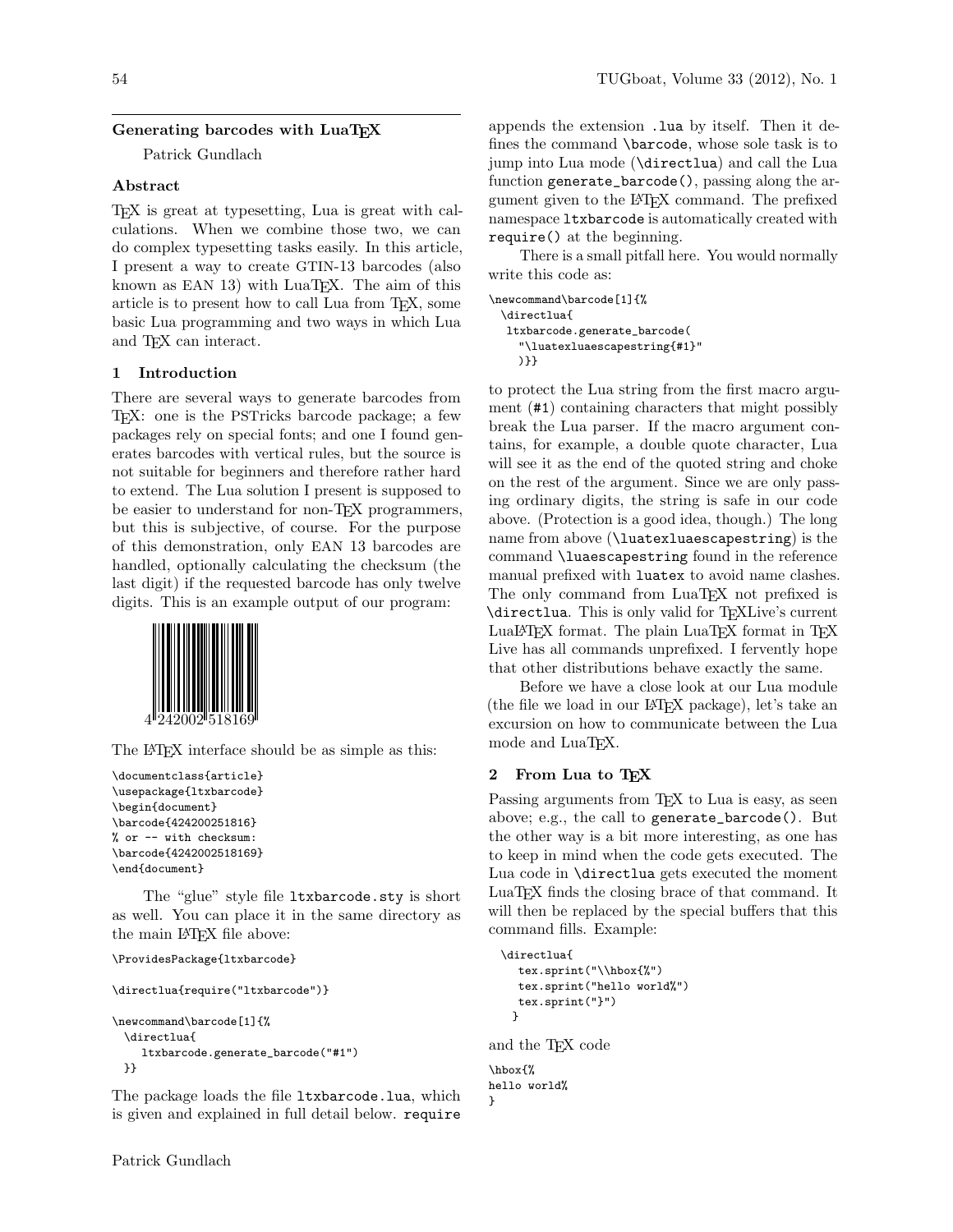## Generating barcodes with LuaTeX

Patrick Gundlach

### Abstract

TeX is great at typesetting, Lua is great with calculations. When we combine those two, we can do complex typesetting tasks easily. In this article, I present a way to create GTIN-13 barcodes (also known as EAN 13) with LuaTeX. The aim of this article is to present how to call Lua from TeX, some basic Lua programming and two ways in which Lua and TeX can interact.

### 1 Introduction

There are several ways to generate barcodes from TeX: one is the PSTricks barcode package; a few packages rely on special fonts; and one I found generates barcodes with vertical rules, but the source is not suitable for beginners and therefore rather hard to extend. The Lua solution I present is supposed to be easier to understand for non-TeX programmers, but this is subjective, of course. For the purpose of this demonstration, only EAN 13 barcodes are handled, optionally calculating the checksum (the last digit) if the requested barcode has only twelve digits. This is an example output of our program:

4 242002 518169

The LaTeX interface should be as simple as this:

```
\documentclass{article}
\usepackage{ltxbarcode}
\begin{document}
\barcode{424200251816}
% or -- with checksum:
\barcode{4242002518169}
\end{document}
```

The "glue" style file `ltxbarcode.sty` is short as well. You can place it in the same directory as the main LaTeX file above:

```
\ProvidesPackage{ltxbarcode}

\directlua{require("ltxbarcode")}

\newcommand\barcode[1]{%
  \directlua{
    ltxbarcode.generate_barcode("#1")
  }}
```

The package loads the file `ltxbarcode.lua`, which is given and explained in full detail below. `require` appends the extension `.lua` by itself. Then it defines the command `\barcode`, whose sole task is to jump into Lua mode (`\directlua`) and call the Lua function `generate_barcode()`, passing along the argument given to the LaTeX command. The prefixed namespace `ltxbarcode` is automatically created with `require()` at the beginning.

There is a small pitfall here. You would normally write this code as:

```
\newcommand\barcode[1]{%
  \directlua{
   ltxbarcode.generate_barcode(
     "\luatexluaescapestring{#1}"
     )}}
```

to protect the Lua string from the first macro argument (`#1`) containing characters that might possibly break the Lua parser. If the macro argument contains, for example, a double quote character, Lua will see it as the end of the quoted string and choke on the rest of the argument. Since we are only passing ordinary digits, the string is safe in our code above. (Protection is a good idea, though.) The long name from above (`\luatexluaescapestring`) is the command `\luaescapestring` found in the reference manual prefixed with `luatex` to avoid name clashes. The only command from LuaTeX not prefixed is `\directlua`. This is only valid for TeXLive's current LuaLaTeX format. The plain LuaTeX format in TeX Live has all commands unprefixed. I fervently hope that other distributions behave exactly the same.

Before we have a close look at our Lua module (the file we load in our LaTeX package), let's take an excursion on how to communicate between the Lua mode and LuaTeX.

### 2 From Lua to TeX

Passing arguments from TeX to Lua is easy, as seen above; e.g., the call to `generate_barcode()`. But the other way is a bit more interesting, as one has to keep in mind when the code gets executed. The Lua code in `\directlua` gets executed the moment LuaTeX finds the closing brace of that command. It will then be replaced by the special buffers that this command fills. Example:

```
  \directlua{
     tex.sprint("\\hbox{%")
     tex.sprint("hello world%")
     tex.sprint("}")
    }
```

and the TeX code

```
\hbox{%
hello world%
}
```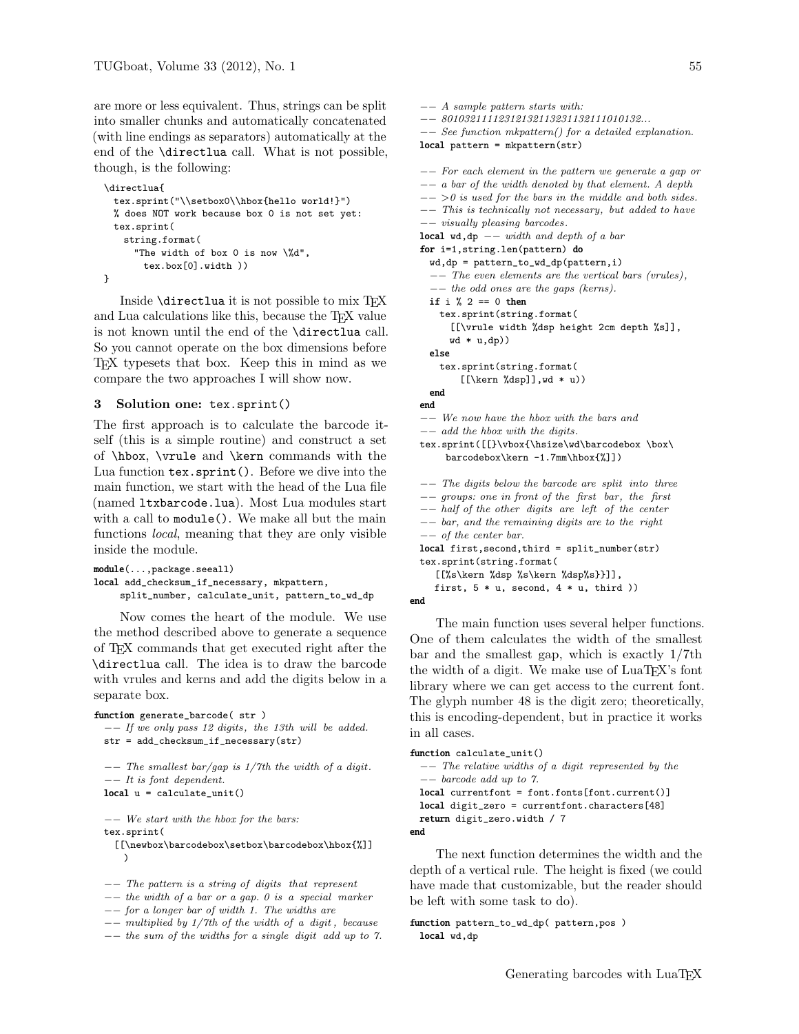are more or less equivalent. Thus, strings can be split into smaller chunks and automatically concatenated (with line endings as separators) automatically at the end of the \directlua call. What is not possible, though, is the following:

```
\directlua{
  tex.sprint("\\setbox0\\hbox{hello world!}")
  % does NOT work because box 0 is not set yet:
  tex.sprint(
    string.format(
      "The width of box 0 is now \%d",
        tex.box[0].width ))
}
```

Inside \directlua it is not possible to mix TeX and Lua calculations like this, because the TeX value is not known until the end of the \directlua call. So you cannot operate on the box dimensions before TeX typesets that box. Keep this in mind as we compare the two approaches I will show now.

## 3 Solution one: tex.sprint()

The first approach is to calculate the barcode itself (this is a simple routine) and construct a set of \hbox, \vrule and \kern commands with the Lua function `tex.sprint()`. Before we dive into the main function, we start with the head of the Lua file (named `ltxbarcode.lua`). Most Lua modules start with a call to `module()`. We make all but the main functions *local*, meaning that they are only visible inside the module.

```
module(...,package.seeall)
local add_checksum_if_necessary, mkpattern,
     split_number, calculate_unit, pattern_to_wd_dp
```

Now comes the heart of the module. We use the method described above to generate a sequence of TeX commands that get executed right after the \directlua call. The idea is to draw the barcode with vrules and kerns and add the digits below in a separate box.

```
function generate_barcode( str )
  -- If we only pass 12 digits, the 13th will be added.
  str = add_checksum_if_necessary(str)

  -- The smallest bar/gap is 1/7th the width of a digit.
  -- It is font dependent.
  local u = calculate_unit()

  -- We start with the hbox for the bars:
  tex.sprint(
    [[\newbox\barcodebox\setbox\barcodebox\hbox{%]]
    )

  -- The pattern is a string of digits that represent
  -- the width of a bar or a gap. 0 is a special marker
  -- for a longer bar of width 1. The widths are
  -- multiplied by 1/7th of the width of a digit, because
  -- the sum of the widths for a single digit add up to 7.
  -- A sample pattern starts with:
  -- 80103211112312132113231132111010132...
  -- See function mkpattern() for a detailed explanation.
  local pattern = mkpattern(str)

  -- For each element in the pattern we generate a gap or
  -- a bar of the width denoted by that element. A depth
  -- >0 is used for the bars in the middle and both sides.
  -- This is technically not necessary, but added to have
  -- visually pleasing barcodes.
  local wd,dp -- width and depth of a bar
  for i=1,string.len(pattern) do
    wd,dp = pattern_to_wd_dp(pattern,i)
    -- The even elements are the vertical bars (vrules),
    -- the odd ones are the gaps (kerns).
    if i % 2 == 0 then
      tex.sprint(string.format(
        [[\vrule width %dsp height 2cm depth %s]],
        wd * u,dp))
    else
      tex.sprint(string.format(
          [[\kern %dsp]],wd * u))
    end
  end
  -- We now have the hbox with the bars and
  -- add the hbox with the digits.
  tex.sprint([[}\vbox{\hsize\wd\barcodebox \box\
      barcodebox\kern -1.7mm\hbox{%]])

  -- The digits below the barcode are split into three
  -- groups: one in front of the first bar, the first
  -- half of the other digits are left of the center
  -- bar, and the remaining digits are to the right
  -- of the center bar.
  local first,second,third = split_number(str)
  tex.sprint(string.format(
    [[%s\kern %dsp %s\kern %dsp%s}}]],
    first, 5 * u, second, 4 * u, third ))
end
```

The main function uses several helper functions. One of them calculates the width of the smallest bar and the smallest gap, which is exactly 1/7th the width of a digit. We make use of LuaTeX's font library where we can get access to the current font. The glyph number 48 is the digit zero; theoretically, this is encoding-dependent, but in practice it works in all cases.

```
function calculate_unit()
  -- The relative widths of a digit represented by the
  -- barcode add up to 7.
  local currentfont = font.fonts[font.current()]
  local digit_zero = currentfont.characters[48]
  return digit_zero.width / 7
end
```

The next function determines the width and the depth of a vertical rule. The height is fixed (we could have made that customizable, but the reader should be left with some task to do).

```
function pattern_to_wd_dp( pattern,pos )
  local wd,dp
```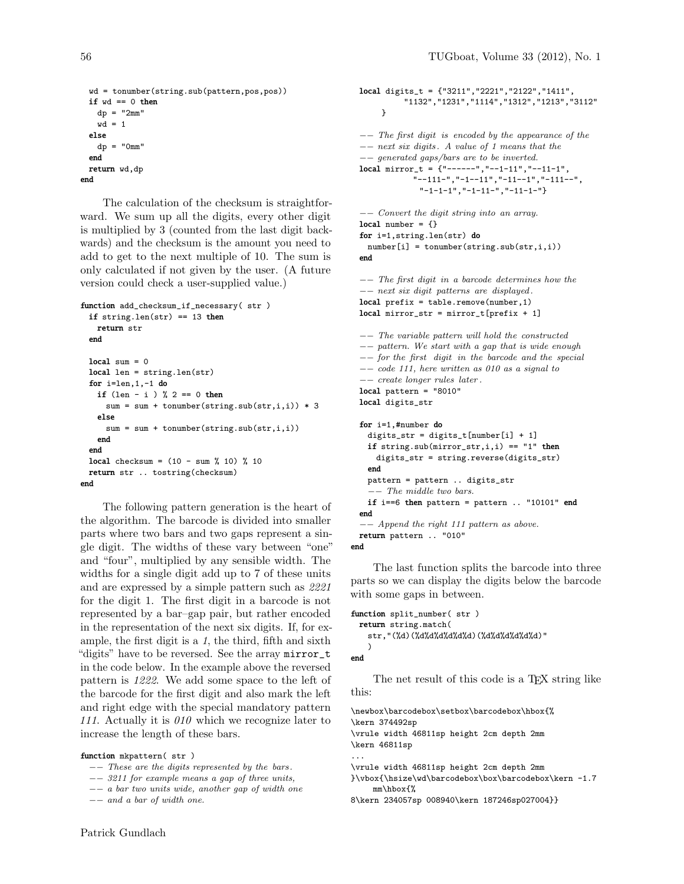```
  wd = tonumber(string.sub(pattern,pos,pos))
  if wd == 0 then
    dp = "2mm"
    wd = 1
  else
    dp = "0mm"
  end
  return wd,dp
end
```

The calculation of the checksum is straightforward. We sum up all the digits, every other digit is multiplied by 3 (counted from the last digit backwards) and the checksum is the amount you need to add to get to the next multiple of 10. The sum is only calculated if not given by the user. (A future version could check a user-supplied value.)

```
function add_checksum_if_necessary( str )
  if string.len(str) == 13 then
    return str
  end

  local sum = 0
  local len = string.len(str)
  for i=len,1,-1 do
    if (len - i ) % 2 == 0 then
      sum = sum + tonumber(string.sub(str,i,i)) * 3
    else
      sum = sum + tonumber(string.sub(str,i,i))
    end
  end
  local checksum = (10 - sum % 10) % 10
  return str .. tostring(checksum)
end
```

The following pattern generation is the heart of the algorithm. The barcode is divided into smaller parts where two bars and two gaps represent a single digit. The widths of these vary between "one" and "four", multiplied by any sensible width. The widths for a single digit add up to 7 of these units and are expressed by a simple pattern such as *2221* for the digit 1. The first digit in a barcode is not represented by a bar–gap pair, but rather encoded in the representation of the next six digits. If, for example, the first digit is a *1*, the third, fifth and sixth "digits" have to be reversed. See the array `mirror_t` in the code below. In the example above the reversed pattern is *1222*. We add some space to the left of the barcode for the first digit and also mark the left and right edge with the special mandatory pattern *111*. Actually it is *010* which we recognize later to increase the length of these bars.

```
function mkpattern( str )
  -- These are the digits represented by the bars.
  -- 3211 for example means a gap of three units,
  -- a bar two units wide, another gap of width one
  -- and a bar of width one.
  local digits_t = {"3211","2221","2122","1411",
          "1132","1231","1114","1312","1213","3112"
      }

  -- The first digit is encoded by the appearance of the
  -- next six digits. A value of 1 means that the
  -- generated gaps/bars are to be inverted.
  local mirror_t = {"------","--1-11","--11-1",
            "--111-","-1--11","-11--1","-111--",
             "-1-1-1","-1-11-","-11-1-"}

  -- Convert the digit string into an array.
  local number = {}
  for i=1,string.len(str) do
    number[i] = tonumber(string.sub(str,i,i))
  end

  -- The first digit in a barcode determines how the
  -- next six digit patterns are displayed.
  local prefix = table.remove(number,1)
  local mirror_str = mirror_t[prefix + 1]

  -- The variable pattern will hold the constructed
  -- pattern. We start with a gap that is wide enough
  -- for the first digit in the barcode and the special
  -- code 111, here written as 010 as a signal to
  -- create longer rules later.
  local pattern = "8010"
  local digits_str

  for i=1,#number do
    digits_str = digits_t[number[i] + 1]
    if string.sub(mirror_str,i,i) == "1" then
      digits_str = string.reverse(digits_str)
    end
    pattern = pattern .. digits_str
    -- The middle two bars.
    if i==6 then pattern = pattern .. "10101" end
  end
  -- Append the right 111 pattern as above.
  return pattern .. "010"
end
```

The last function splits the barcode into three parts so we can display the digits below the barcode with some gaps in between.

```
function split_number( str )
  return string.match(
    str,"(%d)(%d%d%d%d%d%d)(%d%d%d%d%d%d)"
    )
end
```

The net result of this code is a TeX string like this:

```
\newbox\barcodebox\setbox\barcodebox\hbox{%
\kern 374492sp
\vrule width 46811sp height 2cm depth 2mm
\kern 46811sp
...
\vrule width 46811sp height 2cm depth 2mm
}\vbox{\hsize\wd\barcodebox\box\barcodebox\kern -1.7
     mm\hbox{%
8\kern 234057sp 008940\kern 187246sp027004}}
```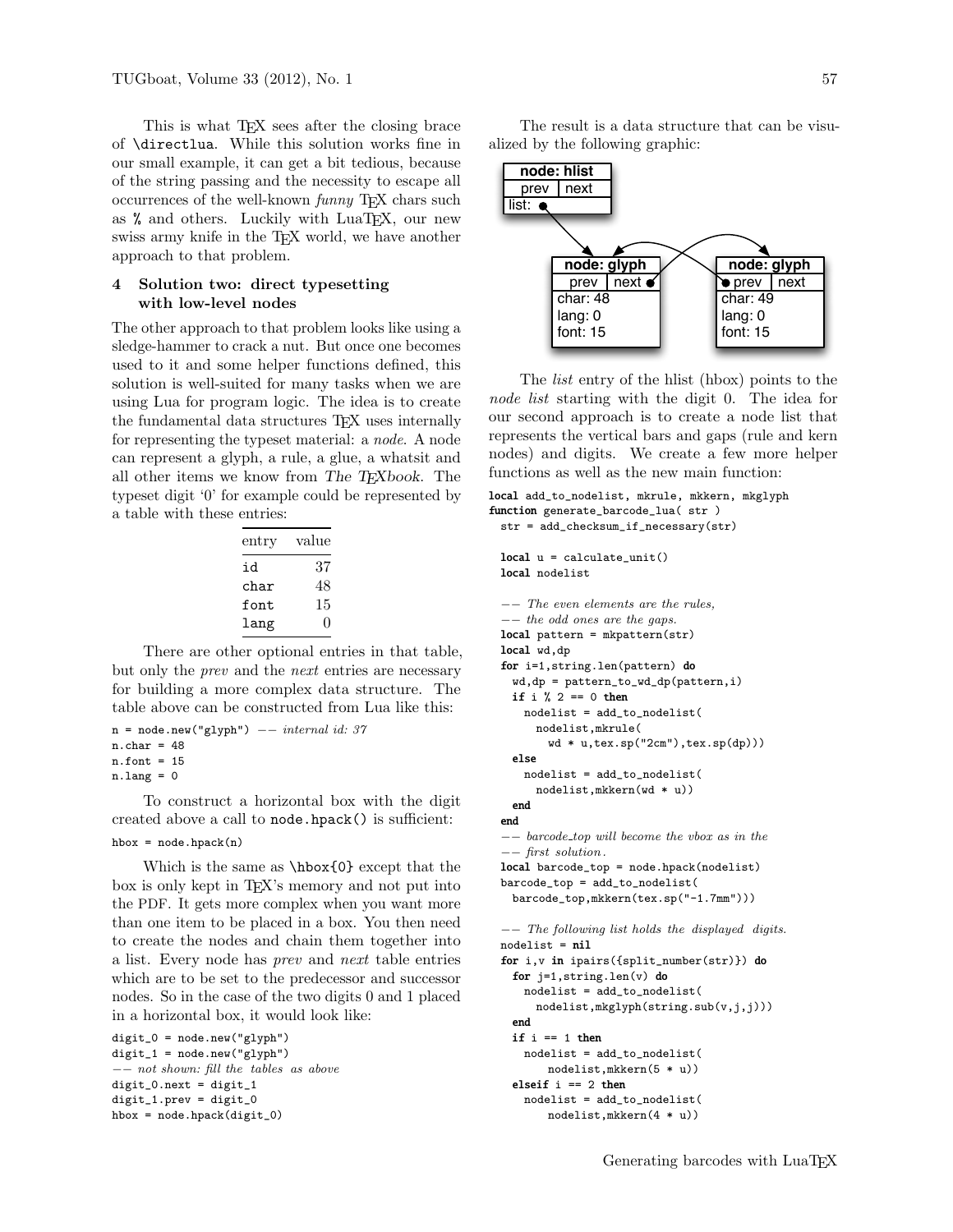This is what TeX sees after the closing brace of `\directlua`. While this solution works fine in our small example, it can get a bit tedious, because of the string passing and the necessity to escape all occurrences of the well-known *funny* TeX chars such as `%` and others. Luckily with LuaTeX, our new swiss army knife in the TeX world, we have another approach to that problem.

## 4 Solution two: direct typesetting with low-level nodes

The other approach to that problem looks like using a sledge-hammer to crack a nut. But once one becomes used to it and some helper functions defined, this solution is well-suited for many tasks when we are using Lua for program logic. The idea is to create the fundamental data structures TeX uses internally for representing the typeset material: a *node*. A node can represent a glyph, a rule, a glue, a whatsit and all other items we know from *The TeXbook*. The typeset digit '0' for example could be represented by a table with these entries:

| entry | value |
|---|---|
| id | 37 |
| char | 48 |
| font | 15 |
| lang | 0 |

There are other optional entries in that table, but only the *prev* and the *next* entries are necessary for building a more complex data structure. The table above can be constructed from Lua like this:

```
n = node.new("glyph") -- internal id: 37
n.char = 48
n.font = 15
n.lang = 0
```

To construct a horizontal box with the digit created above a call to `node.hpack()` is sufficient:

```
hbox = node.hpack(n)
```

Which is the same as `\hbox{0}` except that the box is only kept in TeX's memory and not put into the PDF. It gets more complex when you want more than one item to be placed in a box. You then need to create the nodes and chain them together into a list. Every node has *prev* and *next* table entries which are to be set to the predecessor and successor nodes. So in the case of the two digits 0 and 1 placed in a horizontal box, it would look like:

```
digit_0 = node.new("glyph")
digit_1 = node.new("glyph")
-- not shown: fill the tables as above
digit_0.next = digit_1
digit_1.prev = digit_0
hbox = node.hpack(digit_0)
```

The result is a data structure that can be visualized by the following graphic:

node: hlist — prev | next — list:
node: glyph — prev | next — char: 48 — lang: 0 — font: 15
node: glyph — prev | next — char: 49 — lang: 0 — font: 15

The *list* entry of the hlist (hbox) points to the *node list* starting with the digit 0. The idea for our second approach is to create a node list that represents the vertical bars and gaps (rule and kern nodes) and digits. We create a few more helper functions as well as the new main function:

```
local add_to_nodelist, mkrule, mkkern, mkglyph
function generate_barcode_lua( str )
  str = add_checksum_if_necessary(str)

  local u = calculate_unit()
  local nodelist

  -- The even elements are the rules,
  -- the odd ones are the gaps.
  local pattern = mkpattern(str)
  local wd,dp
  for i=1,string.len(pattern) do
    wd,dp = pattern_to_wd_dp(pattern,i)
    if i % 2 == 0 then
      nodelist = add_to_nodelist(
        nodelist,mkrule(
          wd * u,tex.sp("2cm"),tex.sp(dp)))
    else
      nodelist = add_to_nodelist(
        nodelist,mkkern(wd * u))
    end
  end
  -- barcode_top will become the vbox as in the
  -- first solution.
  local barcode_top = node.hpack(nodelist)
  barcode_top = add_to_nodelist(
    barcode_top,mkkern(tex.sp("-1.7mm")))

  -- The following list holds the displayed digits.
  nodelist = nil
  for i,v in ipairs({split_number(str)}) do
    for j=1,string.len(v) do
      nodelist = add_to_nodelist(
        nodelist,mkglyph(string.sub(v,j,j)))
    end
    if i == 1 then
      nodelist = add_to_nodelist(
          nodelist,mkkern(5 * u))
    elseif i == 2 then
      nodelist = add_to_nodelist(
          nodelist,mkkern(4 * u))
```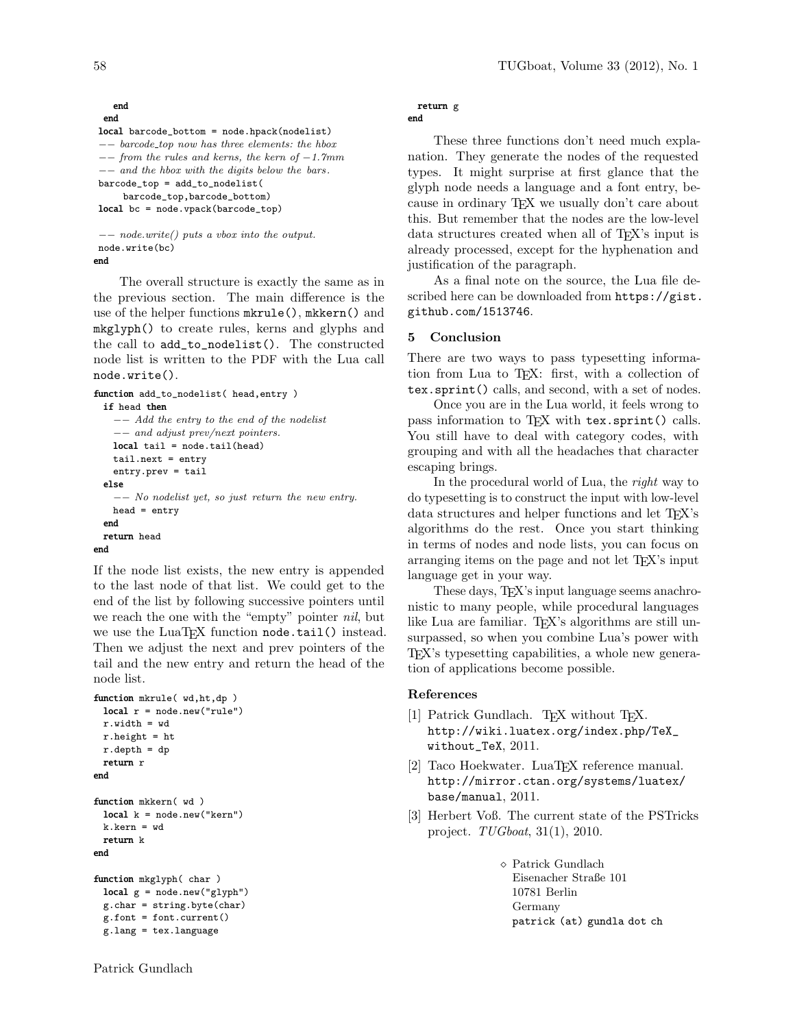```
    end
  end
 local barcode_bottom = node.hpack(nodelist)
 -- barcode_top now has three elements: the hbox
 -- from the rules and kerns, the kern of -1.7mm
 -- and the hbox with the digits below the bars.
 barcode_top = add_to_nodelist(
      barcode_top,barcode_bottom)
 local bc = node.vpack(barcode_top)

 -- node.write() puts a vbox into the output.
 node.write(bc)
end
```

The overall structure is exactly the same as in the previous section. The main difference is the use of the helper functions `mkrule()`, `mkkern()` and `mkglyph()` to create rules, kerns and glyphs and the call to `add_to_nodelist()`. The constructed node list is written to the PDF with the Lua call `node.write()`.

```
function add_to_nodelist( head,entry )
  if head then
    -- Add the entry to the end of the nodelist
    -- and adjust prev/next pointers.
    local tail = node.tail(head)
    tail.next = entry
    entry.prev = tail
  else
    -- No nodelist yet, so just return the new entry.
    head = entry
  end
  return head
end
```

If the node list exists, the new entry is appended to the last node of that list. We could get to the end of the list by following successive pointers until we reach the one with the "empty" pointer *nil*, but we use the LuaTeX function `node.tail()` instead. Then we adjust the next and prev pointers of the tail and the new entry and return the head of the node list.

```
function mkrule( wd,ht,dp )
  local r = node.new("rule")
  r.width = wd
  r.height = ht
  r.depth = dp
  return r
end

function mkkern( wd )
  local k = node.new("kern")
  k.kern = wd
  return k
end

function mkglyph( char )
  local g = node.new("glyph")
  g.char = string.byte(char)
  g.font = font.current()
  g.lang = tex.language
  return g
end
```

These three functions don't need much explanation. They generate the nodes of the requested types. It might surprise at first glance that the glyph node needs a language and a font entry, because in ordinary TeX we usually don't care about this. But remember that the nodes are the low-level data structures created when all of TeX's input is already processed, except for the hyphenation and justification of the paragraph.

As a final note on the source, the Lua file described here can be downloaded from `https://gist.github.com/1513746`.

## 5 Conclusion

There are two ways to pass typesetting information from Lua to TeX: first, with a collection of `tex.sprint()` calls, and second, with a set of nodes.

Once you are in the Lua world, it feels wrong to pass information to TeX with `tex.sprint()` calls. You still have to deal with category codes, with grouping and with all the headaches that character escaping brings.

In the procedural world of Lua, the *right* way to do typesetting is to construct the input with low-level data structures and helper functions and let TeX's algorithms do the rest. Once you start thinking in terms of nodes and node lists, you can focus on arranging items on the page and not let TeX's input language get in your way.

These days, TeX's input language seems anachronistic to many people, while procedural languages like Lua are familiar. TeX's algorithms are still unsurpassed, so when you combine Lua's power with TeX's typesetting capabilities, a whole new generation of applications become possible.

### References

[1] Patrick Gundlach. TeX without TeX. `http://wiki.luatex.org/index.php/TeX_without_TeX`, 2011.

[2] Taco Hoekwater. LuaTeX reference manual. `http://mirror.ctan.org/systems/luatex/base/manual`, 2011.

[3] Herbert Voß. The current state of the PSTricks project. *TUGboat*, 31(1), 2010.

◇ Patrick Gundlach
Eisenacher Straße 101
10781 Berlin
Germany
`patrick (at) gundla dot ch`